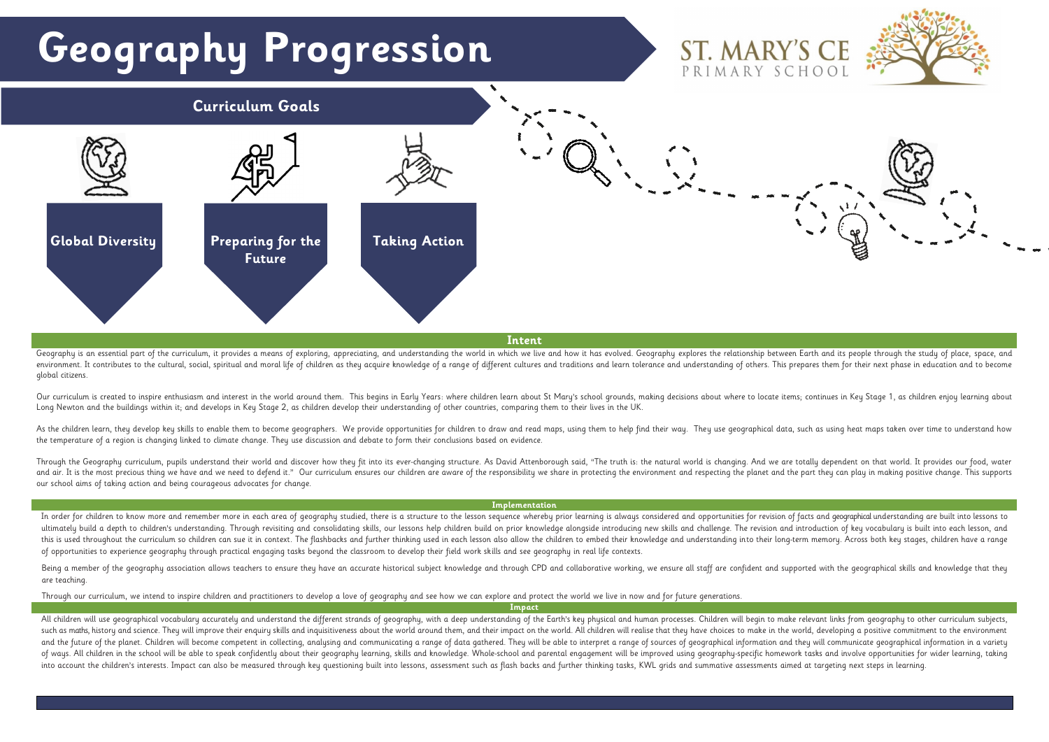# Geography Progression

ST. MARY'S CE PRIMARY SCHOOL

## Curriculum Goals

**Global Diversity**

**Preparing for the Future**

**Taking Action**

## Intent

Geography is an essential part of the curriculum, it provides a means of exploring, appreciating, and understanding the world in which we live and how it has evolved. Geography explores the relationship between Earth and its people through the study of place, space, and environment. It contributes to the cultural, social, spiritual and moral life of children as they acquire knowledge of a range of different cultures and traditions and learn tolerance and understanding of others. This prepares them for their next phase in education and to become global citizens.

Our curriculum is created to inspire enthusiasm and interest in the world around them. This begins in Early Years: where children learn about St Mary's school grounds, making decisions about where to locate items; continues in Key Stage 1, as children enjoy learning about Long Newton and the buildings within it; and develops in Key Stage 2, as children develop their understanding of other countries, comparing them to their lives in the UK.

As the children learn, they develop key skills to enable them to become geographers. We provide opportunities for children to draw and read maps, using them to help find their way. They use geographical data, such as using heat maps taken over time to understand how the temperature of a region is changing linked to climate change. They use discussion and debate to form their conclusions based on evidence.

Through the Geography curriculum, pupils understand their world and discover how they fit into its ever-changing structure. As David Attenborough said, "The truth is: the natural world is changing. And we are totally dependent on that world. It provides our food, water and air. It is the most precious thing we have and we need to defend it." Our curriculum ensures our children are aware of the responsibility we share in protecting the environment and respecting the planet and the part they can play in making positive change. This supports our school aims of taking action and being courageous advocates for change.

## Implementation

In order for children to know more and remember more in each area of geography studied, there is a structure to the lesson sequence whereby prior learning is always considered and opportunities for revision of facts and geographical understanding are built into lessons to ultimately build a depth to children's understanding. Through revisiting and consolidating skills, our lessons help children build on prior knowledge alongside introducing new skills and challenge. The revision and introduction of key vocabulary is built into each lesson, and this is used throughout the curriculum so children can sue it in context. The flashbacks and further thinking used in each lesson also allow the children to embed their knowledge and understanding into their long-term memory. Across both key stages, children have a range of opportunities to experience geography through practical engaging tasks beyond the classroom to develop their field work skills and see geography in real life contexts.

Being a member of the geography association allows teachers to ensure they have an accurate historical subject knowledge and through CPD and collaborative working, we ensure all staff are confident and supported with the geographical skills and knowledge that they are teaching.

Through our curriculum, we intend to inspire children and practitioners to develop a love of geography and see how we can explore and protect the world we live in now and for future generations.

## Impact

All children will use geographical vocabulary accurately and understand the different strands of geography, with a deep understanding of the Earth's key physical and human processes. Children will begin to make relevant links from geography to other curriculum subjects, such as maths, history and science. They will improve their enquiry skills and inquisitiveness about the world around them, and their impact on the world. All children will realise that they have choices to make in the world, developing a positive commitment to the environment and the future of the planet. Children will become competent in collecting, analysing and communicating a range of data gathered. They will be able to interpret a range of sources of geographical information and they will communicate geographical information in a variety of ways. All children in the school will be able to speak confidently about their geography learning, skills and knowledge. Whole-school and parental engagement will be improved using geography-specific homework tasks and involve opportunities for wider learning, taking into account the children's interests. Impact can also be measured through key questioning built into lessons, assessment such as flash backs and further thinking tasks, KWL grids and summative assessments aimed at targeting next steps in learning.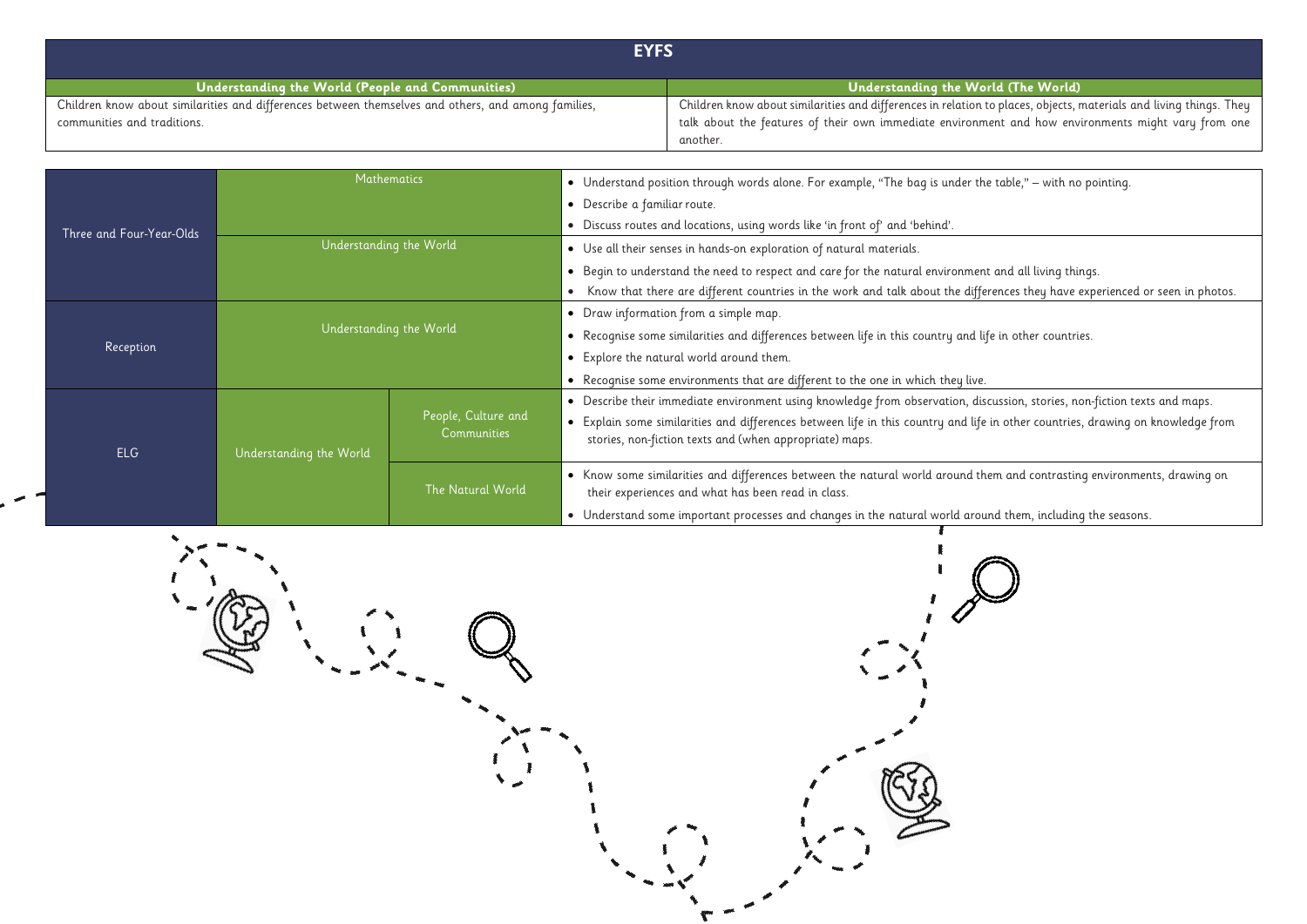## EYFS

| Understanding the World (People and Communities) | Understanding the World (The World) |
| --- | --- |
| Children know about similarities and differences between themselves and others, and among families, communities and traditions. | Children know about similarities and differences in relation to places, objects, materials and living things. They talk about the features of their own immediate environment and how environments might vary from one another. |

| | | | |
| --- | --- | --- | --- |
| Three and Four-Year-Olds | Mathematics | | • Understand position through words alone. For example, "The bag is under the table," – with no pointing.<br>• Describe a familiar route.<br>• Discuss routes and locations, using words like 'in front of' and 'behind'. |
| | Understanding the World | | • Use all their senses in hands-on exploration of natural materials.<br>• Begin to understand the need to respect and care for the natural environment and all living things.<br>• Know that there are different countries in the work and talk about the differences they have experienced or seen in photos. |
| Reception | Understanding the World | | • Draw information from a simple map.<br>• Recognise some similarities and differences between life in this country and life in other countries.<br>• Explore the natural world around them.<br>• Recognise some environments that are different to the one in which they live. |
| ELG | Understanding the World | People, Culture and Communities | • Describe their immediate environment using knowledge from observation, discussion, stories, non-fiction texts and maps.<br>• Explain some similarities and differences between life in this country and life in other countries, drawing on knowledge from stories, non-fiction texts and (when appropriate) maps. |
| | | The Natural World | • Know some similarities and differences between the natural world around them and contrasting environments, drawing on their experiences and what has been read in class.<br>• Understand some important processes and changes in the natural world around them, including the seasons. |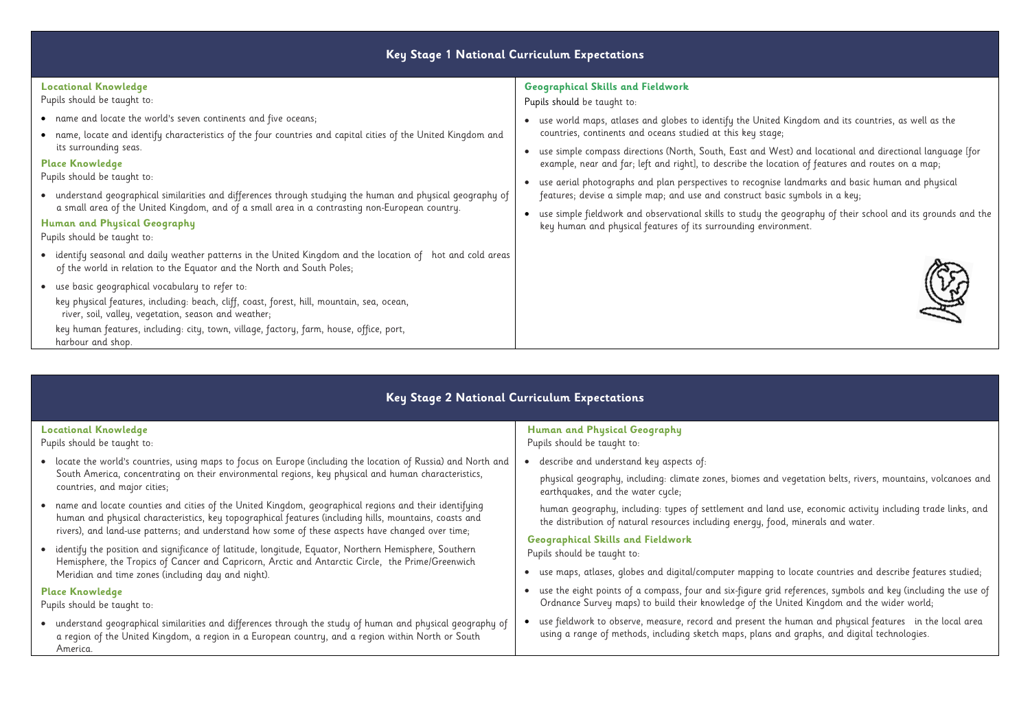## Key Stage 1 National Curriculum Expectations

### Locational Knowledge

Pupils should be taught to:

- name and locate the world's seven continents and five oceans;
- name, locate and identify characteristics of the four countries and capital cities of the United Kingdom and its surrounding seas.

### Place Knowledge

Pupils should be taught to:

- understand geographical similarities and differences through studying the human and physical geography of a small area of the United Kingdom, and of a small area in a contrasting non-European country.

### Human and Physical Geography

Pupils should be taught to:

- identify seasonal and daily weather patterns in the United Kingdom and the location of hot and cold areas of the world in relation to the Equator and the North and South Poles;
- use basic geographical vocabulary to refer to:

  key physical features, including: beach, cliff, coast, forest, hill, mountain, sea, ocean, river, soil, valley, vegetation, season and weather;

  key human features, including: city, town, village, factory, farm, house, office, port, harbour and shop.

### Geographical Skills and Fieldwork

Pupils should be taught to:

- use world maps, atlases and globes to identify the United Kingdom and its countries, as well as the countries, continents and oceans studied at this key stage;
- use simple compass directions (North, South, East and West) and locational and directional language [for example, near and far; left and right], to describe the location of features and routes on a map;
- use aerial photographs and plan perspectives to recognise landmarks and basic human and physical features; devise a simple map; and use and construct basic symbols in a key;
- use simple fieldwork and observational skills to study the geography of their school and its grounds and the key human and physical features of its surrounding environment.

## Key Stage 2 National Curriculum Expectations

### Locational Knowledge

Pupils should be taught to:

- locate the world's countries, using maps to focus on Europe (including the location of Russia) and North and South America, concentrating on their environmental regions, key physical and human characteristics, countries, and major cities;
- name and locate counties and cities of the United Kingdom, geographical regions and their identifying human and physical characteristics, key topographical features (including hills, mountains, coasts and rivers), and land-use patterns; and understand how some of these aspects have changed over time;
- identify the position and significance of latitude, longitude, Equator, Northern Hemisphere, Southern Hemisphere, the Tropics of Cancer and Capricorn, Arctic and Antarctic Circle, the Prime/Greenwich Meridian and time zones (including day and night).

### Place Knowledge

Pupils should be taught to:

- understand geographical similarities and differences through the study of human and physical geography of a region of the United Kingdom, a region in a European country, and a region within North or South America.

### Human and Physical Geography

Pupils should be taught to:

- describe and understand key aspects of:

  physical geography, including: climate zones, biomes and vegetation belts, rivers, mountains, volcanoes and earthquakes, and the water cycle;

  human geography, including: types of settlement and land use, economic activity including trade links, and the distribution of natural resources including energy, food, minerals and water.

### Geographical Skills and Fieldwork

Pupils should be taught to:

- use maps, atlases, globes and digital/computer mapping to locate countries and describe features studied;
- use the eight points of a compass, four and six-figure grid references, symbols and key (including the use of Ordnance Survey maps) to build their knowledge of the United Kingdom and the wider world;
- use fieldwork to observe, measure, record and present the human and physical features in the local area using a range of methods, including sketch maps, plans and graphs, and digital technologies.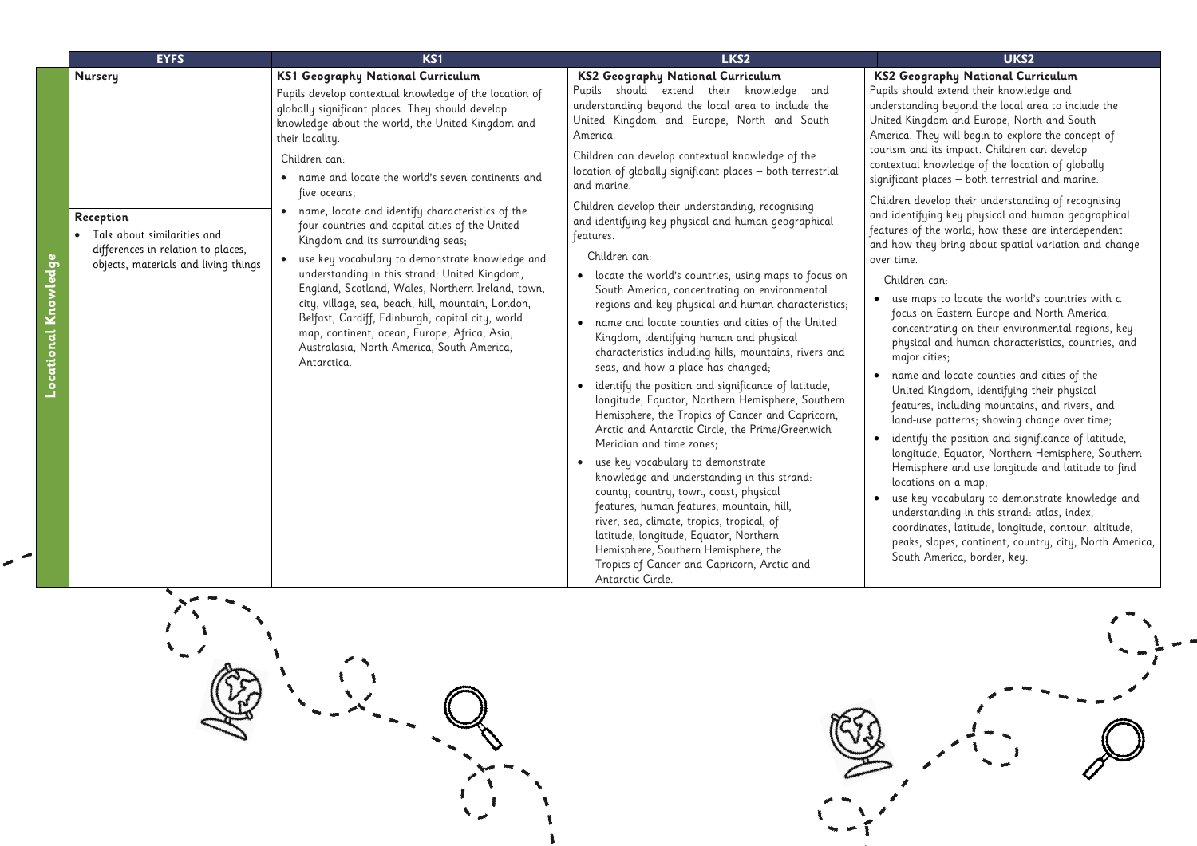| | EYFS | KS1 | LKS2 | UKS2 |
|---|---|---|---|---|
| **Locational Knowledge** | **Nursery**<br><br>**Reception**<br>• Talk about similarities and differences in relation to places, objects, materials and living things | **KS1 Geography National Curriculum**<br>Pupils develop contextual knowledge of the location of globally significant places. They should develop knowledge about the world, the United Kingdom and their locality.<br>Children can:<br>• name and locate the world's seven continents and five oceans;<br>• name, locate and identify characteristics of the four countries and capital cities of the United Kingdom and its surrounding seas;<br>• use key vocabulary to demonstrate knowledge and understanding in this strand: United Kingdom, England, Scotland, Wales, Northern Ireland, town, city, village, sea, beach, hill, mountain, London, Belfast, Cardiff, Edinburgh, capital city, world map, continent, ocean, Europe, Africa, Asia, Australasia, North America, South America, Antarctica. | **KS2 Geography National Curriculum**<br>Pupils should extend their knowledge and understanding beyond the local area to include the United Kingdom and Europe, North and South America.<br>Children can develop contextual knowledge of the location of globally significant places – both terrestrial and marine.<br>Children develop their understanding, recognising and identifying key physical and human geographical features.<br>Children can:<br>• locate the world's countries, using maps to focus on South America, concentrating on environmental regions and key physical and human characteristics;<br>• name and locate counties and cities of the United Kingdom, identifying human and physical characteristics including hills, mountains, rivers and seas, and how a place has changed;<br>• identify the position and significance of latitude, longitude, Equator, Northern Hemisphere, Southern Hemisphere, the Tropics of Cancer and Capricorn, Arctic and Antarctic Circle, the Prime/Greenwich Meridian and time zones;<br>• use key vocabulary to demonstrate knowledge and understanding in this strand: county, country, town, coast, physical features, human features, mountain, hill, river, sea, climate, tropics, tropical, of latitude, longitude, Equator, Northern Hemisphere, Southern Hemisphere, the Tropics of Cancer and Capricorn, Arctic and Antarctic Circle. | **KS2 Geography National Curriculum**<br>Pupils should extend their knowledge and understanding beyond the local area to include the United Kingdom and Europe, North and South America. They will begin to explore the concept of tourism and its impact. Children can develop contextual knowledge of the location of globally significant places – both terrestrial and marine.<br>Children develop their understanding of recognising and identifying key physical and human geographical features of the world; how these are interdependent and how they bring about spatial variation and change over time.<br>Children can:<br>• use maps to locate the world's countries with a focus on Eastern Europe and North America, concentrating on their environmental regions, key physical and human characteristics, countries, and major cities;<br>• name and locate counties and cities of the United Kingdom, identifying their physical features, including mountains, and rivers, and land-use patterns; showing change over time;<br>• identify the position and significance of latitude, longitude, Equator, Northern Hemisphere, Southern Hemisphere and use longitude and latitude to find locations on a map;<br>• use key vocabulary to demonstrate knowledge and understanding in this strand: atlas, index, coordinates, latitude, longitude, contour, altitude, peaks, slopes, continent, country, city, North America, South America, border, key. |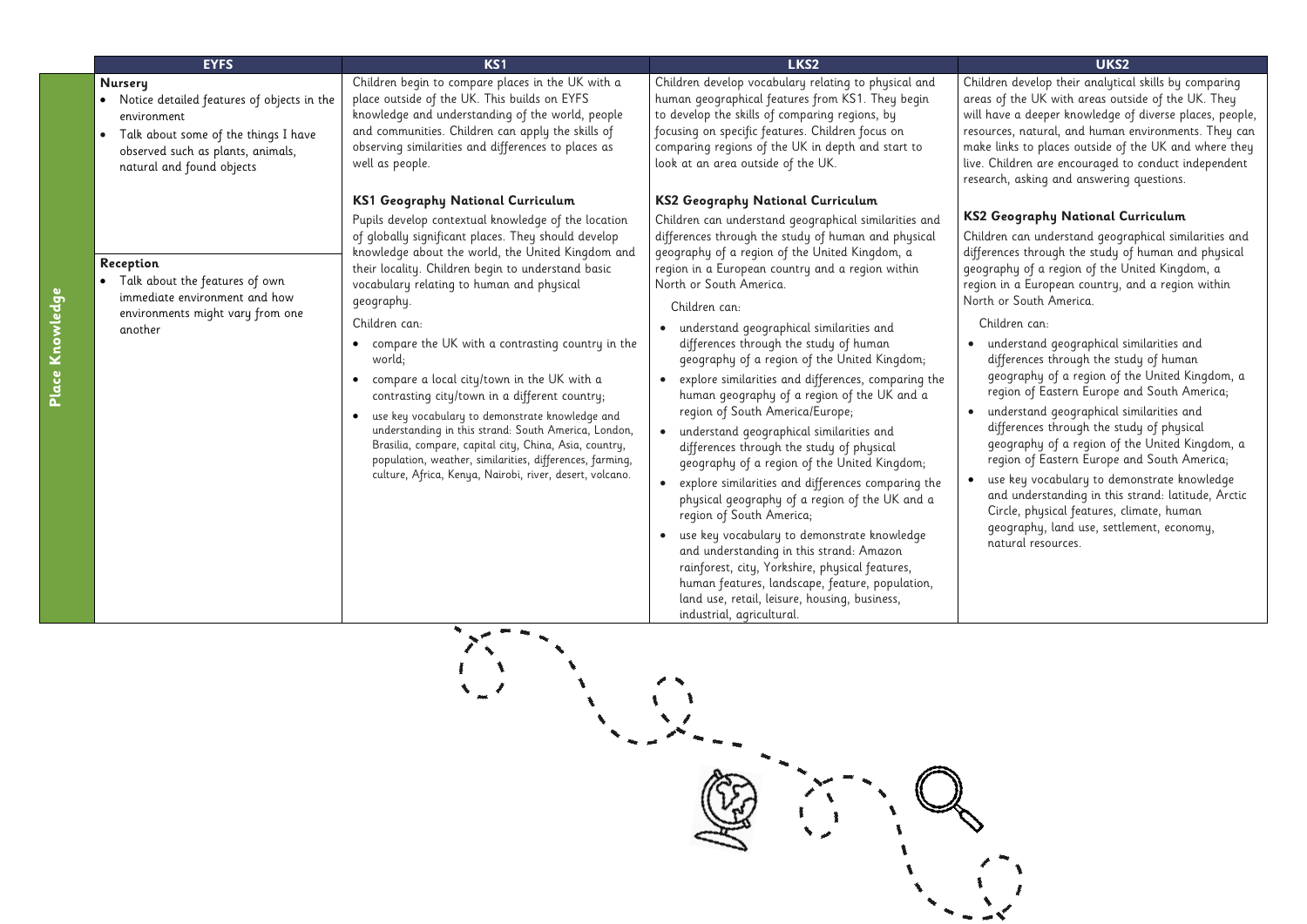| | EYFS | KS1 | LKS2 | UKS2 |
|---|---|---|---|---|
| **Place Knowledge** | **Nursery**<br>• Notice detailed features of objects in the environment<br>• Talk about some of the things I have observed such as plants, animals, natural and found objects<br><br>**Reception**<br>• Talk about the features of own immediate environment and how environments might vary from one another | Children begin to compare places in the UK with a place outside of the UK. This builds on EYFS knowledge and understanding of the world, people and communities. Children can apply the skills of observing similarities and differences to places as well as people.<br><br>**KS1 Geography National Curriculum**<br>Pupils develop contextual knowledge of the location of globally significant places. They should develop knowledge about the world, the United Kingdom and their locality. Children begin to understand basic vocabulary relating to human and physical geography.<br>Children can:<br>• compare the UK with a contrasting country in the world;<br>• compare a local city/town in the UK with a contrasting city/town in a different country;<br>• use key vocabulary to demonstrate knowledge and understanding in this strand: South America, London, Brasilia, compare, capital city, China, Asia, country, population, weather, similarities, differences, farming, culture, Africa, Kenya, Nairobi, river, desert, volcano. | Children develop vocabulary relating to physical and human geographical features from KS1. They begin to develop the skills of comparing regions, by focusing on specific features. Children focus on comparing regions of the UK in depth and start to look at an area outside of the UK.<br><br>**KS2 Geography National Curriculum**<br>Children can understand geographical similarities and differences through the study of human and physical geography of a region of the United Kingdom, a region in a European country and a region within North or South America.<br>Children can:<br>• understand geographical similarities and differences through the study of human geography of a region of the United Kingdom;<br>• explore similarities and differences, comparing the human geography of a region of the UK and a region of South America/Europe;<br>• understand geographical similarities and differences through the study of physical geography of a region of the United Kingdom;<br>• explore similarities and differences comparing the physical geography of a region of the UK and a region of South America;<br>• use key vocabulary to demonstrate knowledge and understanding in this strand: Amazon rainforest, city, Yorkshire, physical features, human features, landscape, feature, population, land use, retail, leisure, housing, business, industrial, agricultural. | Children develop their analytical skills by comparing areas of the UK with areas outside of the UK. They will have a deeper knowledge of diverse places, people, resources, natural, and human environments. They can make links to places outside of the UK and where they live. Children are encouraged to conduct independent research, asking and answering questions.<br><br>**KS2 Geography National Curriculum**<br>Children can understand geographical similarities and differences through the study of human and physical geography of a region of the United Kingdom, a region in a European country, and a region within North or South America.<br>Children can:<br>• understand geographical similarities and differences through the study of human geography of a region of the United Kingdom, a region of Eastern Europe and South America;<br>• understand geographical similarities and differences through the study of physical geography of a region of the United Kingdom, a region of Eastern Europe and South America;<br>• use key vocabulary to demonstrate knowledge and understanding in this strand: latitude, Arctic Circle, physical features, climate, human geography, land use, settlement, economy, natural resources. |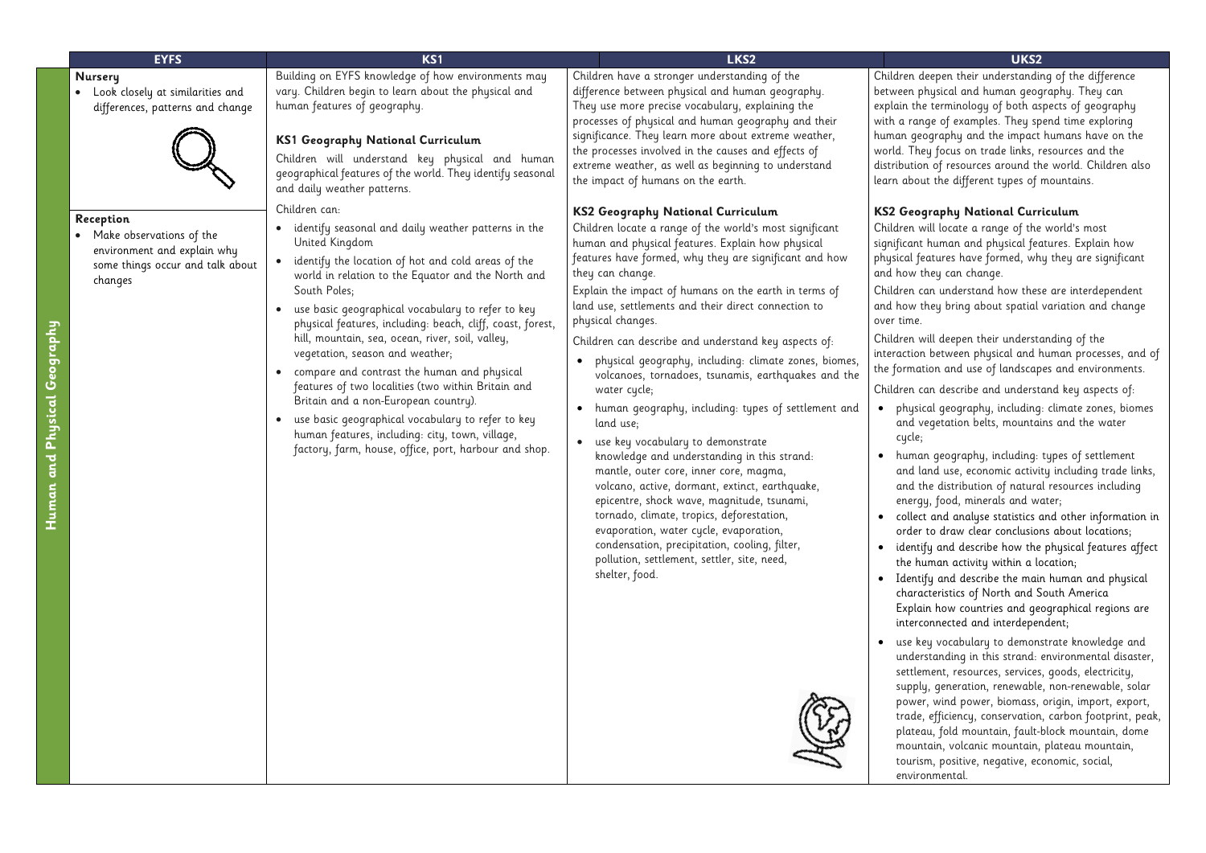| | EYFS | KS1 | LKS2 | UKS2 |
|---|---|---|---|---|
| **Human and Physical Geography** | **Nursery**<br>• Look closely at similarities and differences, patterns and change<br><br>**Reception**<br>• Make observations of the environment and explain why some things occur and talk about changes | Building on EYFS knowledge of how environments may vary. Children begin to learn about the physical and human features of geography.<br><br>**KS1 Geography National Curriculum**<br>Children will understand key physical and human geographical features of the world. They identify seasonal and daily weather patterns.<br><br>Children can:<br>• identify seasonal and daily weather patterns in the United Kingdom<br>• identify the location of hot and cold areas of the world in relation to the Equator and the North and South Poles;<br>• use basic geographical vocabulary to refer to key physical features, including: beach, cliff, coast, forest, hill, mountain, sea, ocean, river, soil, valley, vegetation, season and weather;<br>• compare and contrast the human and physical features of two localities (two within Britain and Britain and a non-European country).<br>• use basic geographical vocabulary to refer to key human features, including: city, town, village, factory, farm, house, office, port, harbour and shop. | Children have a stronger understanding of the difference between physical and human geography. They use more precise vocabulary, explaining the processes of physical and human geography and their significance. They learn more about extreme weather, the processes involved in the causes and effects of extreme weather, as well as beginning to understand the impact of humans on the earth.<br><br>**KS2 Geography National Curriculum**<br>Children locate a range of the world's most significant human and physical features. Explain how physical features have formed, why they are significant and how they can change.<br>Explain the impact of humans on the earth in terms of land use, settlements and their direct connection to physical changes.<br>Children can describe and understand key aspects of:<br>• physical geography, including: climate zones, biomes, volcanoes, tornadoes, tsunamis, earthquakes and the water cycle;<br>• human geography, including: types of settlement and land use;<br>• use key vocabulary to demonstrate knowledge and understanding in this strand: mantle, outer core, inner core, magma, volcano, active, dormant, extinct, earthquake, epicentre, shock wave, magnitude, tsunami, tornado, climate, tropics, deforestation, evaporation, water cycle, evaporation, condensation, precipitation, cooling, filter, pollution, settlement, settler, site, need, shelter, food. | Children deepen their understanding of the difference between physical and human geography. They can explain the terminology of both aspects of geography with a range of examples. They spend time exploring human geography and the impact humans have on the world. They focus on trade links, resources and the distribution of resources around the world. Children also learn about the different types of mountains.<br><br>**KS2 Geography National Curriculum**<br>Children will locate a range of the world's most significant human and physical features. Explain how physical features have formed, why they are significant and how they can change.<br>Children can understand how these are interdependent and how they bring about spatial variation and change over time.<br>Children will deepen their understanding of the interaction between physical and human processes, and of the formation and use of landscapes and environments.<br>Children can describe and understand key aspects of:<br>• physical geography, including: climate zones, biomes and vegetation belts, mountains and the water cycle;<br>• human geography, including: types of settlement and land use, economic activity including trade links, and the distribution of natural resources including energy, food, minerals and water;<br>• collect and analyse statistics and other information in order to draw clear conclusions about locations;<br>• identify and describe how the physical features affect the human activity within a location;<br>• Identify and describe the main human and physical characteristics of North and South America Explain how countries and geographical regions are interconnected and interdependent;<br>• use key vocabulary to demonstrate knowledge and understanding in this strand: environmental disaster, settlement, resources, services, goods, electricity, supply, generation, renewable, non-renewable, solar power, wind power, biomass, origin, import, export, trade, efficiency, conservation, carbon footprint, peak, plateau, fold mountain, fault-block mountain, dome mountain, volcanic mountain, plateau mountain, tourism, positive, negative, economic, social, environmental. |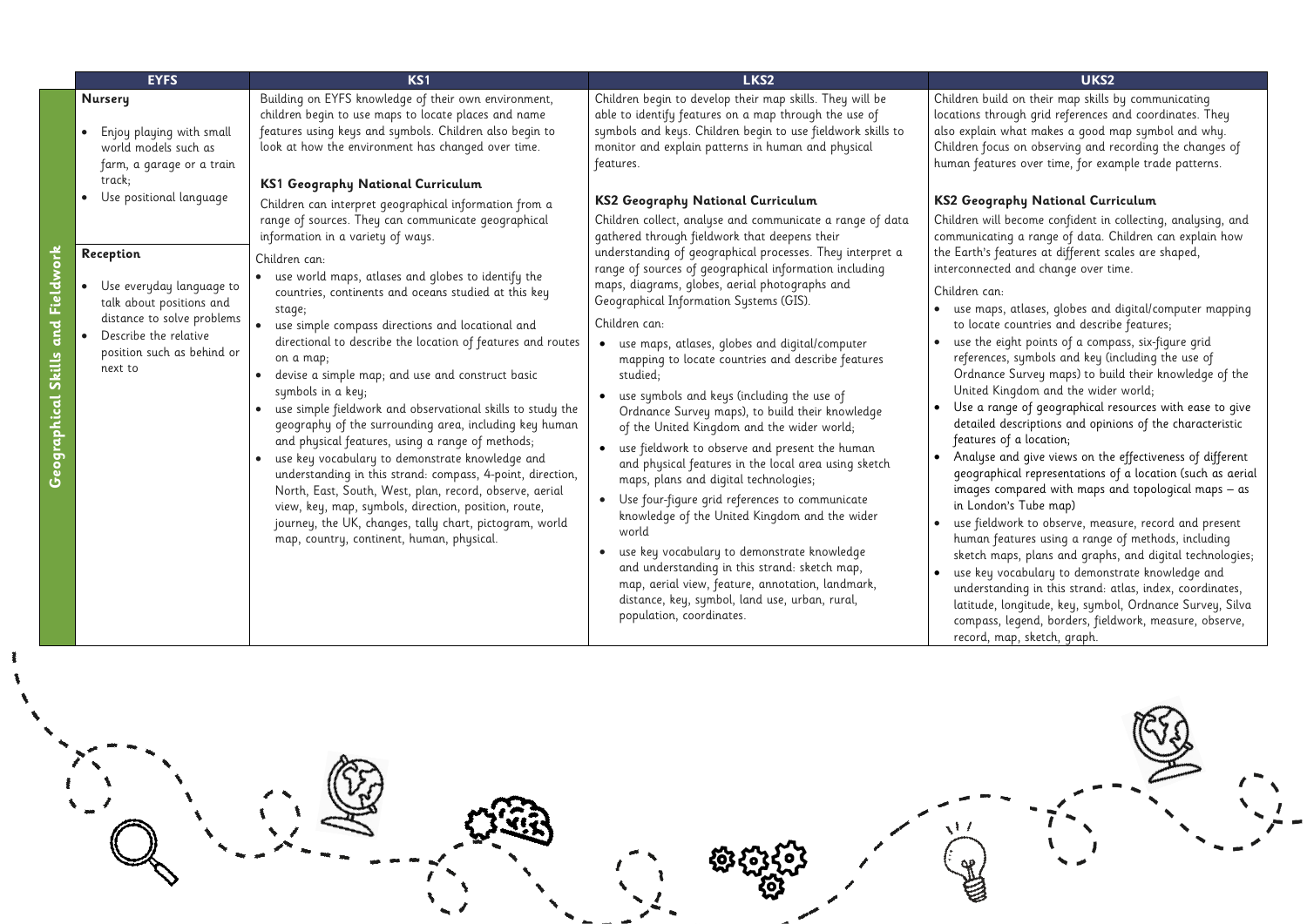| | EYFS | KS1 | LKS2 | UKS2 |
|---|---|---|---|---|
| **Geographical Skills and Fieldwork** | **Nursery**<br><br>• Enjoy playing with small world models such as farm, a garage or a train track;<br>• Use positional language<br><br>**Reception**<br><br>• Use everyday language to talk about positions and distance to solve problems<br>• Describe the relative position such as behind or next to | Building on EYFS knowledge of their own environment, children begin to use maps to locate places and name features using keys and symbols. Children also begin to look at how the environment has changed over time.<br><br>**KS1 Geography National Curriculum**<br>Children can interpret geographical information from a range of sources. They can communicate geographical information in a variety of ways.<br><br>Children can:<br>• use world maps, atlases and globes to identify the countries, continents and oceans studied at this key stage;<br>• use simple compass directions and locational and directional to describe the location of features and routes on a map;<br>• devise a simple map; and use and construct basic symbols in a key;<br>• use simple fieldwork and observational skills to study the geography of the surrounding area, including key human and physical features, using a range of methods;<br>• use key vocabulary to demonstrate knowledge and understanding in this strand: compass, 4-point, direction, North, East, South, West, plan, record, observe, aerial view, key, map, symbols, direction, position, route, journey, the UK, changes, tally chart, pictogram, world map, country, continent, human, physical. | Children begin to develop their map skills. They will be able to identify features on a map through the use of symbols and keys. Children begin to use fieldwork skills to monitor and explain patterns in human and physical features.<br><br>**KS2 Geography National Curriculum**<br>Children collect, analyse and communicate a range of data gathered through fieldwork that deepens their understanding of geographical processes. They interpret a range of sources of geographical information including maps, diagrams, globes, aerial photographs and Geographical Information Systems (GIS).<br><br>Children can:<br>• use maps, atlases, globes and digital/computer mapping to locate countries and describe features studied;<br>• use symbols and keys (including the use of Ordnance Survey maps), to build their knowledge of the United Kingdom and the wider world;<br>• use fieldwork to observe and present the human and physical features in the local area using sketch maps, plans and digital technologies;<br>• Use four-figure grid references to communicate knowledge of the United Kingdom and the wider world<br>• use key vocabulary to demonstrate knowledge and understanding in this strand: sketch map, map, aerial view, feature, annotation, landmark, distance, key, symbol, land use, urban, rural, population, coordinates. | Children build on their map skills by communicating locations through grid references and coordinates. They also explain what makes a good map symbol and why. Children focus on observing and recording the changes of human features over time, for example trade patterns.<br><br>**KS2 Geography National Curriculum**<br>Children will become confident in collecting, analysing, and communicating a range of data. Children can explain how the Earth's features at different scales are shaped, interconnected and change over time.<br><br>Children can:<br>• use maps, atlases, globes and digital/computer mapping to locate countries and describe features;<br>• use the eight points of a compass, six-figure grid references, symbols and key (including the use of Ordnance Survey maps) to build their knowledge of the United Kingdom and the wider world;<br>• Use a range of geographical resources with ease to give detailed descriptions and opinions of the characteristic features of a location;<br>• Analyse and give views on the effectiveness of different geographical representations of a location (such as aerial images compared with maps and topological maps – as in London's Tube map)<br>• use fieldwork to observe, measure, record and present human features using a range of methods, including sketch maps, plans and graphs, and digital technologies;<br>• use key vocabulary to demonstrate knowledge and understanding in this strand: atlas, index, coordinates, latitude, longitude, key, symbol, Ordnance Survey, Silva compass, legend, borders, fieldwork, measure, observe, record, map, sketch, graph. |